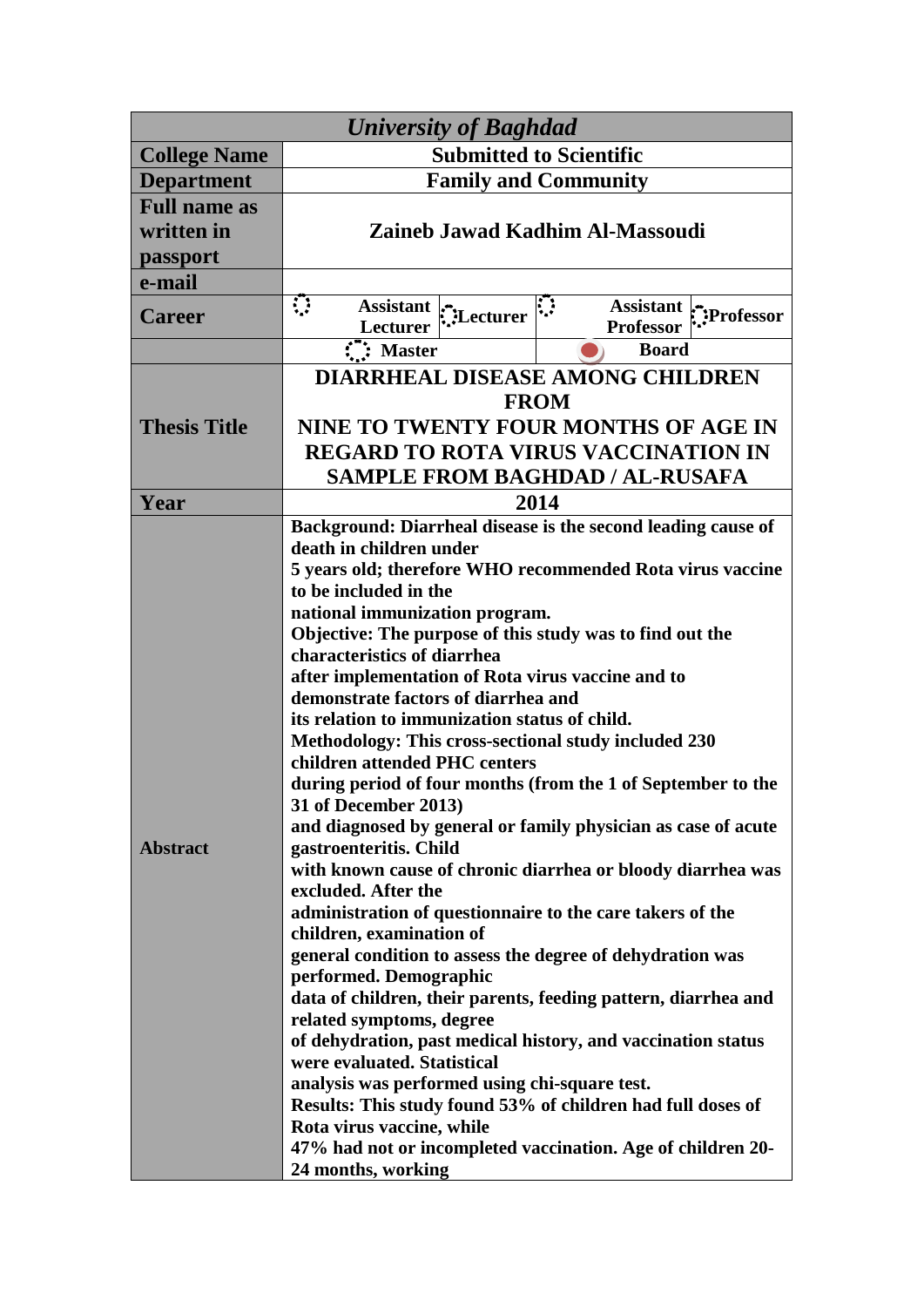| *University of Baghdad* | | | | |
|---|---|---|---|---|
| **College Name** | **Submitted to Scientific** | | | |
| **Department** | **Family and Community** | | | |
| **Full name as written in passport** | **Zaineb Jawad Kadhim Al-Massoudi** | | | |
| **e-mail** | | | | |
| **Career** | **Assistant Lecturer** | **Lecturer** | **Assistant Professor** | **Professor** |
| | **Master** | | **Board** | |
| **Thesis Title** | **DIARRHEAL DISEASE AMONG CHILDREN FROM NINE TO TWENTY FOUR MONTHS OF AGE IN REGARD TO ROTA VIRUS VACCINATION IN SAMPLE FROM BAGHDAD / AL-RUSAFA** | | | |
| **Year** | **2014** | | | |
| **Abstract** | **Background: Diarrheal disease is the second leading cause of death in children under 5 years old; therefore WHO recommended Rota virus vaccine to be included in the national immunization program. Objective: The purpose of this study was to find out the characteristics of diarrhea after implementation of Rota virus vaccine and to demonstrate factors of diarrhea and its relation to immunization status of child. Methodology: This cross-sectional study included 230 children attended PHC centers during period of four months (from the 1 of September to the 31 of December 2013) and diagnosed by general or family physician as case of acute gastroenteritis. Child with known cause of chronic diarrhea or bloody diarrhea was excluded. After the administration of questionnaire to the care takers of the children, examination of general condition to assess the degree of dehydration was performed. Demographic data of children, their parents, feeding pattern, diarrhea and related symptoms, degree of dehydration, past medical history, and vaccination status were evaluated. Statistical analysis was performed using chi-square test. Results: This study found 53% of children had full doses of Rota virus vaccine, while 47% had not or incompleted vaccination. Age of children 20-24 months, working** | | | |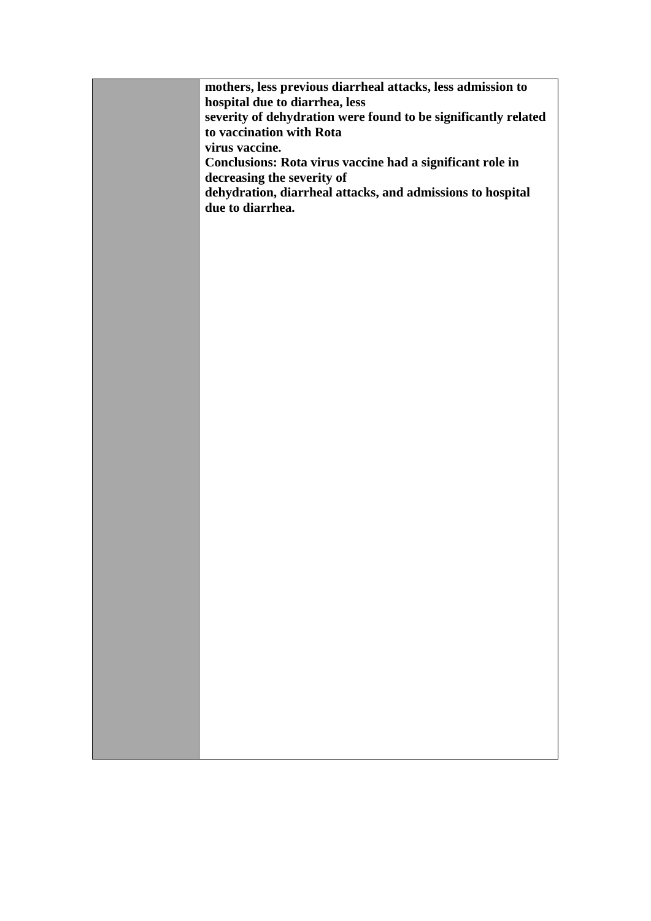| | |
|---|---|
| | **mothers, less previous diarrheal attacks, less admission to hospital due to diarrhea, less severity of dehydration were found to be significantly related to vaccination with Rota virus vaccine.**<br>**Conclusions: Rota virus vaccine had a significant role in decreasing the severity of dehydration, diarrheal attacks, and admissions to hospital due to diarrhea.** |